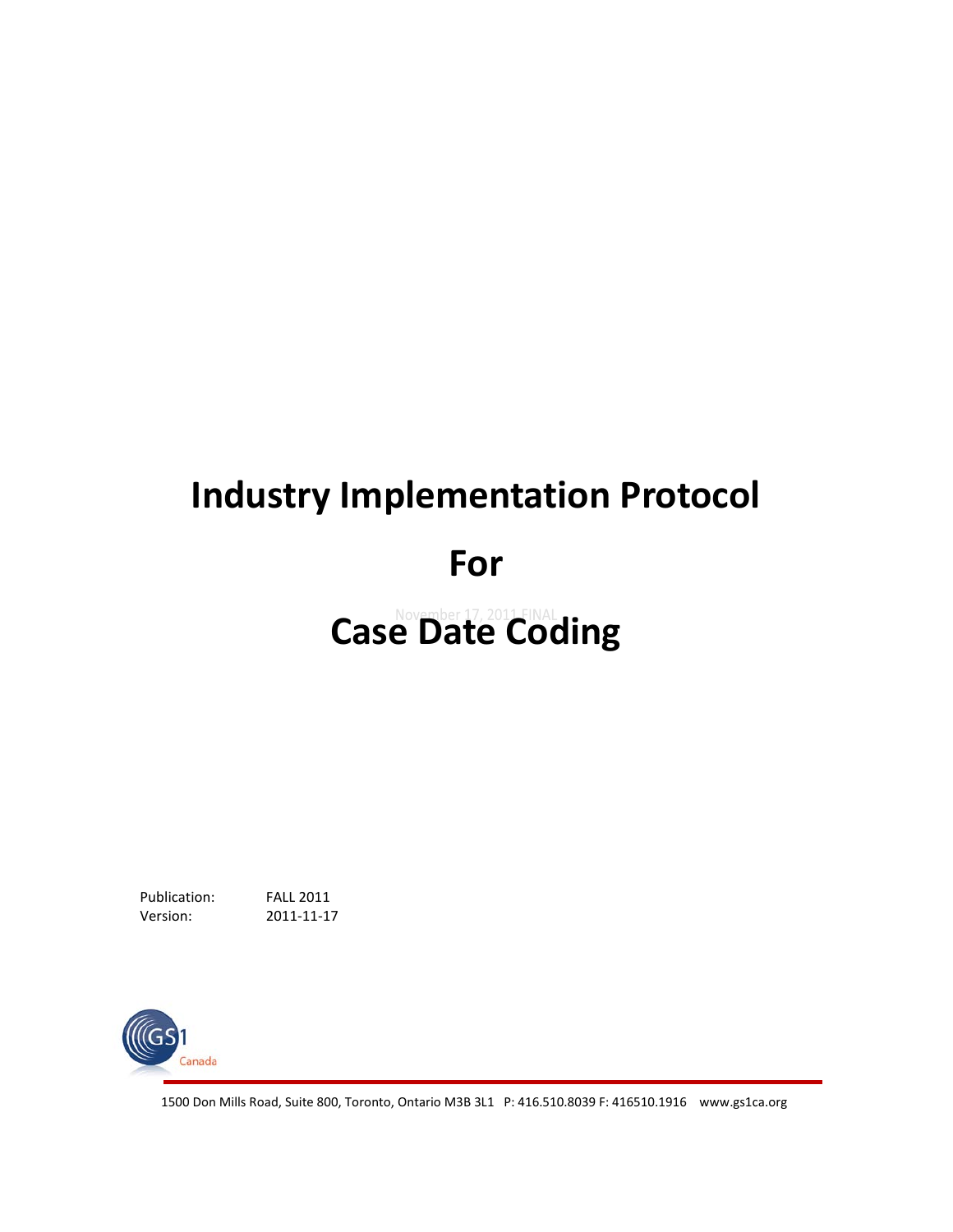# Industry Implementation Protocol

# For

# Case Date Coding

November 17, 2011 FINAL

Publication: FALL 2011
Version: 2011-11-17

GS1 Canada

1500 Don Mills Road, Suite 800, Toronto, Ontario M3B 3L1 P: 416.510.8039 F: 416510.1916 www.gs1ca.org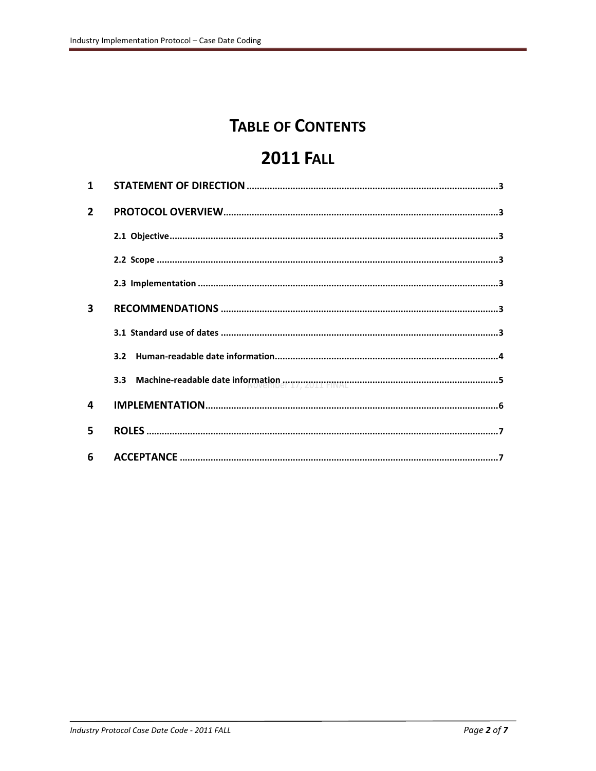# TABLE OF CONTENTS

# 2011 FALL

| | | |
|---|---|---|
| 1 | STATEMENT OF DIRECTION | 3 |
| 2 | PROTOCOL OVERVIEW | 3 |
| | 2.1 Objective | 3 |
| | 2.2 Scope | 3 |
| | 2.3 Implementation | 3 |
| 3 | RECOMMENDATIONS | 3 |
| | 3.1 Standard use of dates | 3 |
| | 3.2 Human-readable date information | 4 |
| | 3.3 Machine-readable date information | 5 |
| 4 | IMPLEMENTATION | 6 |
| 5 | ROLES | 7 |
| 6 | ACCEPTANCE | 7 |

November 17, 2011 FINAL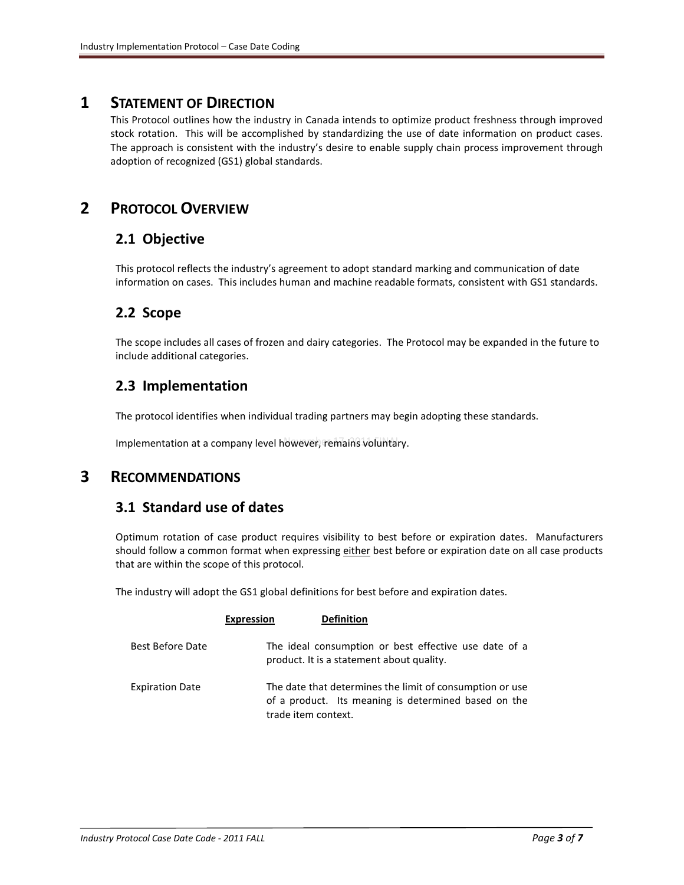# 1 STATEMENT OF DIRECTION

This Protocol outlines how the industry in Canada intends to optimize product freshness through improved stock rotation. This will be accomplished by standardizing the use of date information on product cases. The approach is consistent with the industry's desire to enable supply chain process improvement through adoption of recognized (GS1) global standards.

# 2 PROTOCOL OVERVIEW

## 2.1 Objective

This protocol reflects the industry's agreement to adopt standard marking and communication of date information on cases. This includes human and machine readable formats, consistent with GS1 standards.

## 2.2 Scope

The scope includes all cases of frozen and dairy categories. The Protocol may be expanded in the future to include additional categories.

## 2.3 Implementation

The protocol identifies when individual trading partners may begin adopting these standards.

Implementation at a company level however, remains voluntary.

# 3 RECOMMENDATIONS

## 3.1 Standard use of dates

Optimum rotation of case product requires visibility to best before or expiration dates. Manufacturers should follow a common format when expressing <u>either</u> best before or expiration date on all case products that are within the scope of this protocol.

The industry will adopt the GS1 global definitions for best before and expiration dates.

| Expression | Definition |
|---|---|
| Best Before Date | The ideal consumption or best effective use date of a product. It is a statement about quality. |
| Expiration Date | The date that determines the limit of consumption or use of a product. Its meaning is determined based on the trade item context. |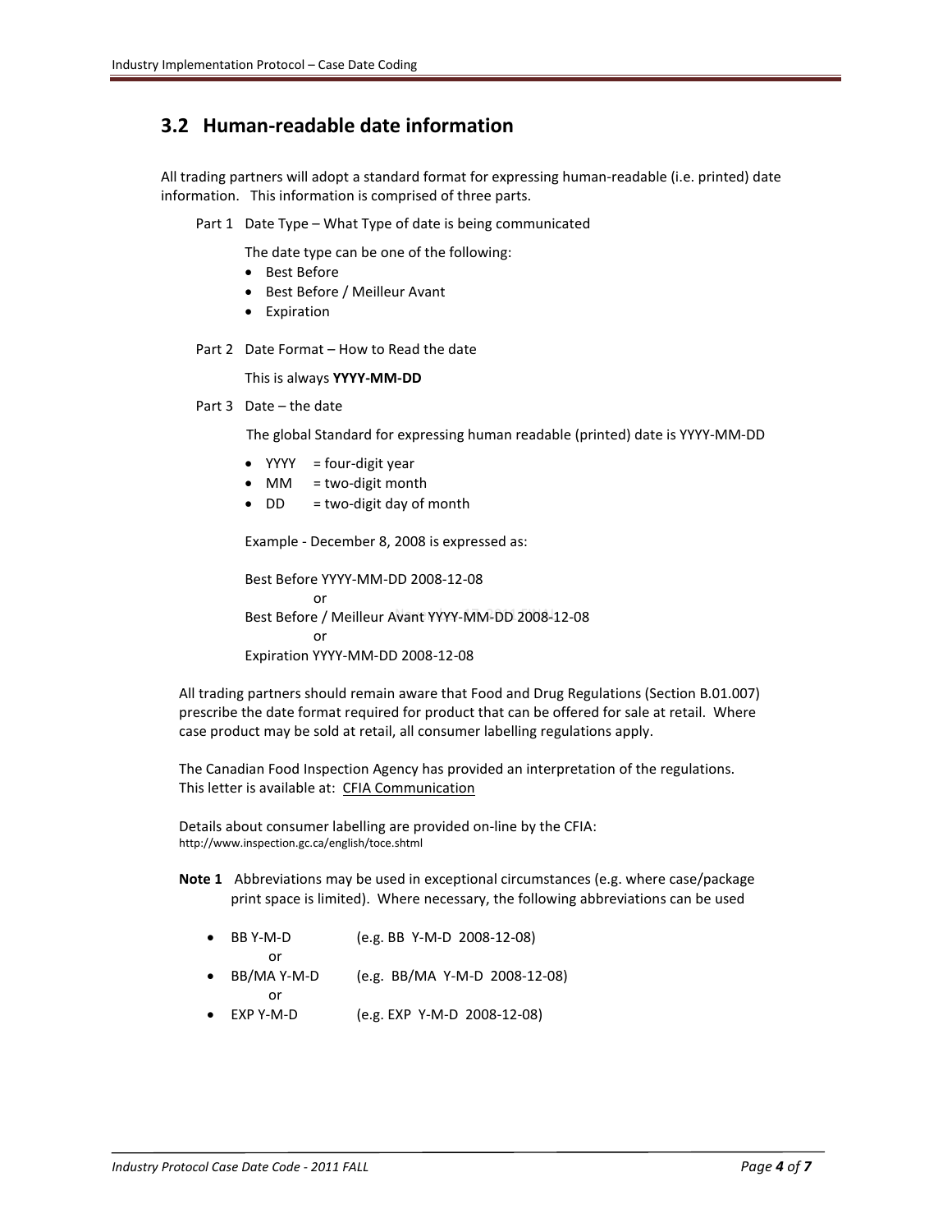## 3.2 Human-readable date information

All trading partners will adopt a standard format for expressing human-readable (i.e. printed) date information. This information is comprised of three parts.

Part 1 Date Type – What Type of date is being communicated

The date type can be one of the following:

- Best Before
- Best Before / Meilleur Avant
- Expiration

Part 2 Date Format – How to Read the date

This is always **YYYY-MM-DD**

Part 3 Date – the date

The global Standard for expressing human readable (printed) date is YYYY-MM-DD

- YYYY = four-digit year
- MM = two-digit month
- DD = two-digit day of month

Example - December 8, 2008 is expressed as:

Best Before YYYY-MM-DD 2008-12-08
or
Best Before / Meilleur Avant YYYY-MM-DD 2008-12-08
or
Expiration YYYY-MM-DD 2008-12-08

All trading partners should remain aware that Food and Drug Regulations (Section B.01.007) prescribe the date format required for product that can be offered for sale at retail. Where case product may be sold at retail, all consumer labelling regulations apply.

The Canadian Food Inspection Agency has provided an interpretation of the regulations. This letter is available at: CFIA Communication

Details about consumer labelling are provided on-line by the CFIA:
http://www.inspection.gc.ca/english/toce.shtml

**Note 1** Abbreviations may be used in exceptional circumstances (e.g. where case/package print space is limited). Where necessary, the following abbreviations can be used

- BB Y-M-D (e.g. BB Y-M-D 2008-12-08)
  or
- BB/MA Y-M-D (e.g. BB/MA Y-M-D 2008-12-08)
  or
- EXP Y-M-D (e.g. EXP Y-M-D 2008-12-08)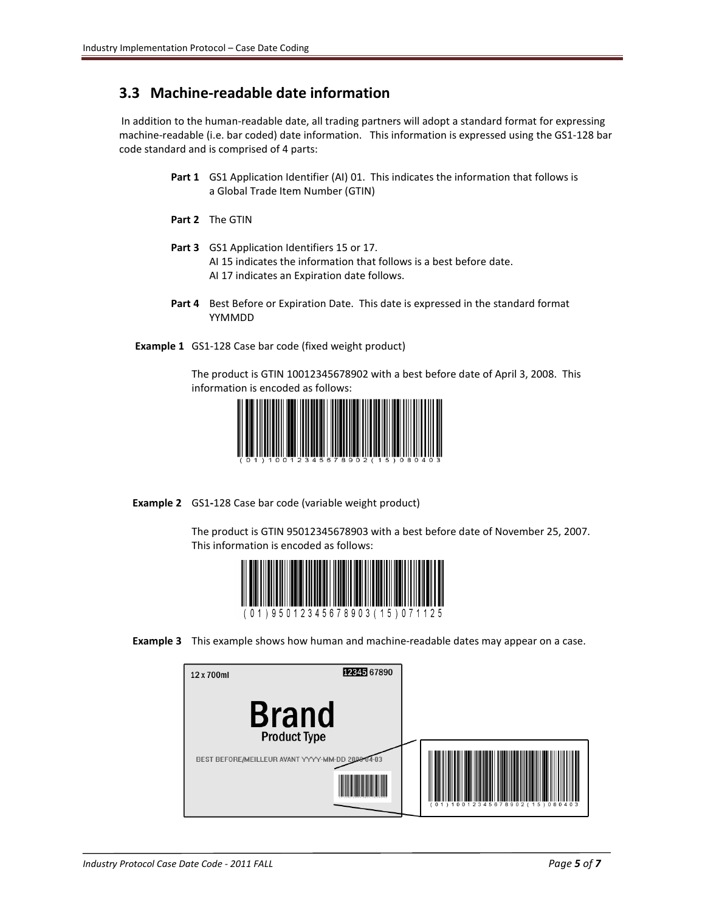## 3.3 Machine-readable date information

In addition to the human-readable date, all trading partners will adopt a standard format for expressing machine-readable (i.e. bar coded) date information. This information is expressed using the GS1-128 bar code standard and is comprised of 4 parts:

**Part 1** GS1 Application Identifier (AI) 01. This indicates the information that follows is a Global Trade Item Number (GTIN)

**Part 2** The GTIN

**Part 3** GS1 Application Identifiers 15 or 17.
AI 15 indicates the information that follows is a best before date.
AI 17 indicates an Expiration date follows.

**Part 4** Best Before or Expiration Date. This date is expressed in the standard format YYMMDD

**Example 1** GS1-128 Case bar code (fixed weight product)

The product is GTIN 10012345678902 with a best before date of April 3, 2008. This information is encoded as follows:

(01)10012345678902(15)080403

**Example 2** GS1-128 Case bar code (variable weight product)

The product is GTIN 95012345678903 with a best before date of November 25, 2007. This information is encoded as follows:

(01)95012345678903(15)071125

**Example 3** This example shows how human and machine-readable dates may appear on a case.

12 x 700ml 12345 67890

Brand
Product Type

BEST BEFORE/MEILLEUR AVANT YYYY-MM-DD 2008-04-03

(01)10012345678902(15)080403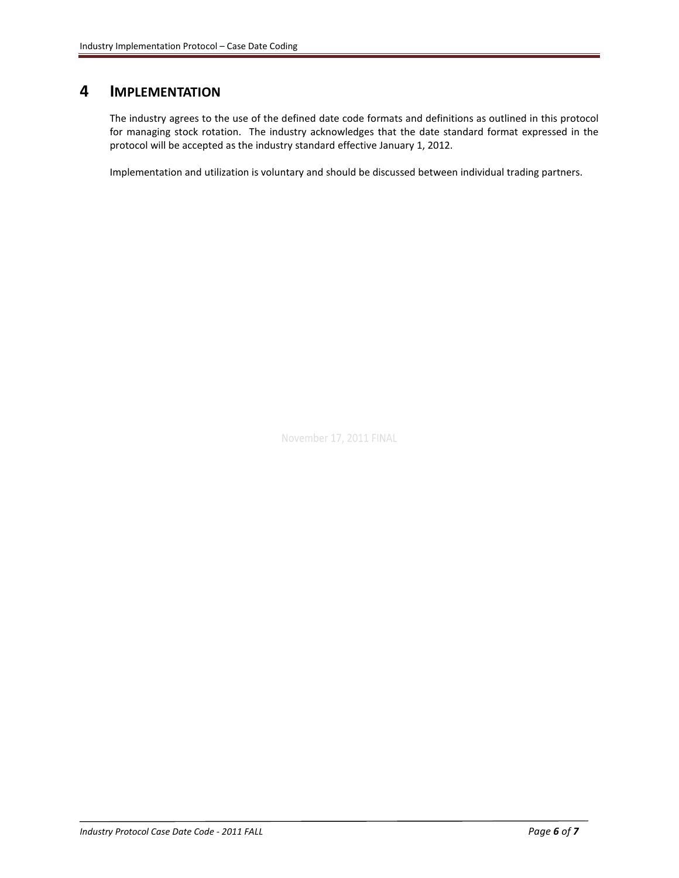# 4 IMPLEMENTATION

The industry agrees to the use of the defined date code formats and definitions as outlined in this protocol for managing stock rotation. The industry acknowledges that the date standard format expressed in the protocol will be accepted as the industry standard effective January 1, 2012.

Implementation and utilization is voluntary and should be discussed between individual trading partners.

November 17, 2011 FINAL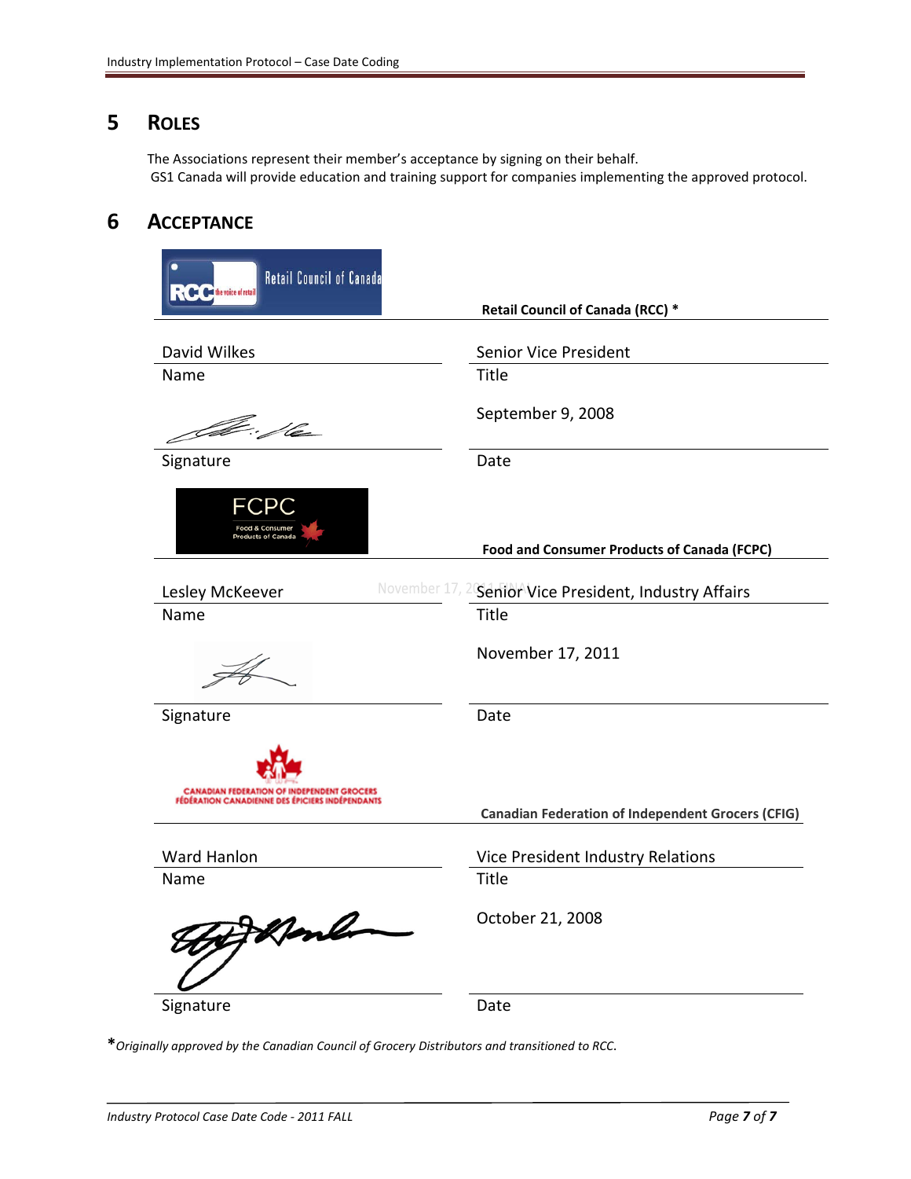# 5 ROLES

The Associations represent their member's acceptance by signing on their behalf.
GS1 Canada will provide education and training support for companies implementing the approved protocol.

# 6 ACCEPTANCE

**Retail Council of Canada (RCC) ***

| | |
|---|---|
| David Wilkes | Senior Vice President |
| Name | Title |
| | September 9, 2008 |
| Signature | Date |

**Food and Consumer Products of Canada (FCPC)**

| | |
|---|---|
| Lesley McKeever | Senior Vice President, Industry Affairs |
| Name | Title |
| | November 17, 2011 |
| Signature | Date |

**Canadian Federation of Independent Grocers (CFIG)**

| | |
|---|---|
| Ward Hanlon | Vice President Industry Relations |
| Name | Title |
| | October 21, 2008 |
| Signature | Date |

**\***_Originally approved by the Canadian Council of Grocery Distributors and transitioned to RCC._